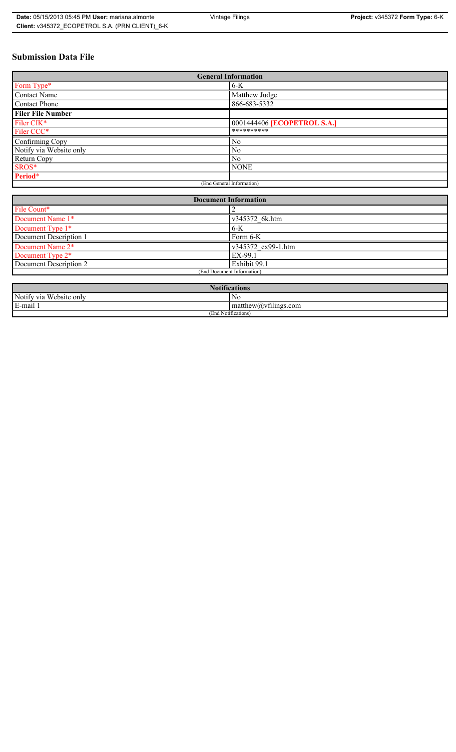# Submission Data File

| General Information | |
|---|---|
| Form Type* | 6-K |
| Contact Name | Matthew Judge |
| Contact Phone | 866-683-5332 |
| **Filer File Number** | |
| Filer CIK* | 0001444406 **[ECOPETROL S.A.]** |
| Filer CCC* | ********** |
| Confirming Copy | No |
| Notify via Website only | No |
| Return Copy | No |
| SROS* | NONE |
| **Period*** | |
| (End General Information) | |

| Document Information | |
|---|---|
| File Count* | 2 |
| Document Name 1* | v345372_6k.htm |
| Document Type 1* | 6-K |
| Document Description 1 | Form 6-K |
| Document Name 2* | v345372_ex99-1.htm |
| Document Type 2* | EX-99.1 |
| Document Description 2 | Exhibit 99.1 |
| (End Document Information) | |

| Notifications | |
|---|---|
| Notify via Website only | No |
| E-mail 1 | matthew@vfilings.com |
| (End Notifications) | |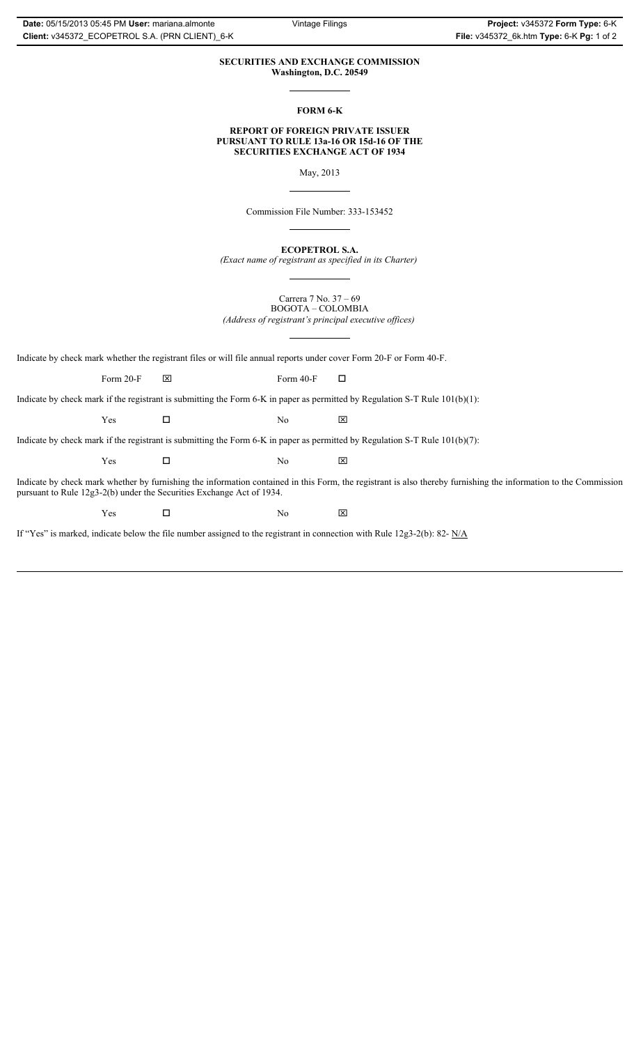**SECURITIES AND EXCHANGE COMMISSION**
**Washington, D.C. 20549**

**FORM 6-K**

**REPORT OF FOREIGN PRIVATE ISSUER**
**PURSUANT TO RULE 13a-16 OR 15d-16 OF THE**
**SECURITIES EXCHANGE ACT OF 1934**

May, 2013

Commission File Number: 333-153452

**ECOPETROL S.A.**
*(Exact name of registrant as specified in its Charter)*

Carrera 7 No. 37 – 69
BOGOTA – COLOMBIA
*(Address of registrant's principal executive offices)*

Indicate by check mark whether the registrant files or will file annual reports under cover Form 20-F or Form 40-F.

Form 20-F ☒ Form 40-F ☐

Indicate by check mark if the registrant is submitting the Form 6-K in paper as permitted by Regulation S-T Rule 101(b)(1):

Yes ☐ No ☒

Indicate by check mark if the registrant is submitting the Form 6-K in paper as permitted by Regulation S-T Rule 101(b)(7):

Yes ☐ No ☒

Indicate by check mark whether by furnishing the information contained in this Form, the registrant is also thereby furnishing the information to the Commission pursuant to Rule 12g3-2(b) under the Securities Exchange Act of 1934.

Yes ☐ No ☒

If "Yes" is marked, indicate below the file number assigned to the registrant in connection with Rule 12g3-2(b): 82- N/A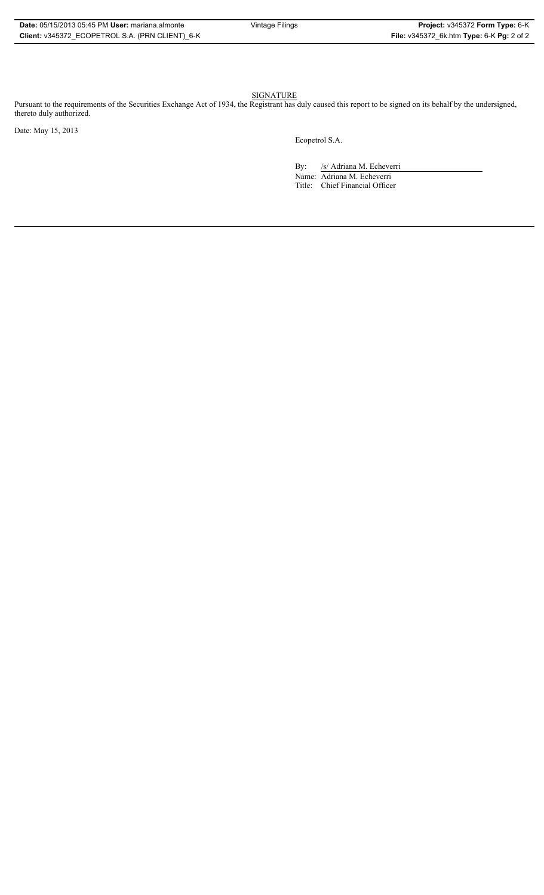SIGNATURE

Pursuant to the requirements of the Securities Exchange Act of 1934, the Registrant has duly caused this report to be signed on its behalf by the undersigned, thereto duly authorized.

Date: May 15, 2013

Ecopetrol S.A.

By: /s/ Adriana M. Echeverri

Name: Adriana M. Echeverri

Title: Chief Financial Officer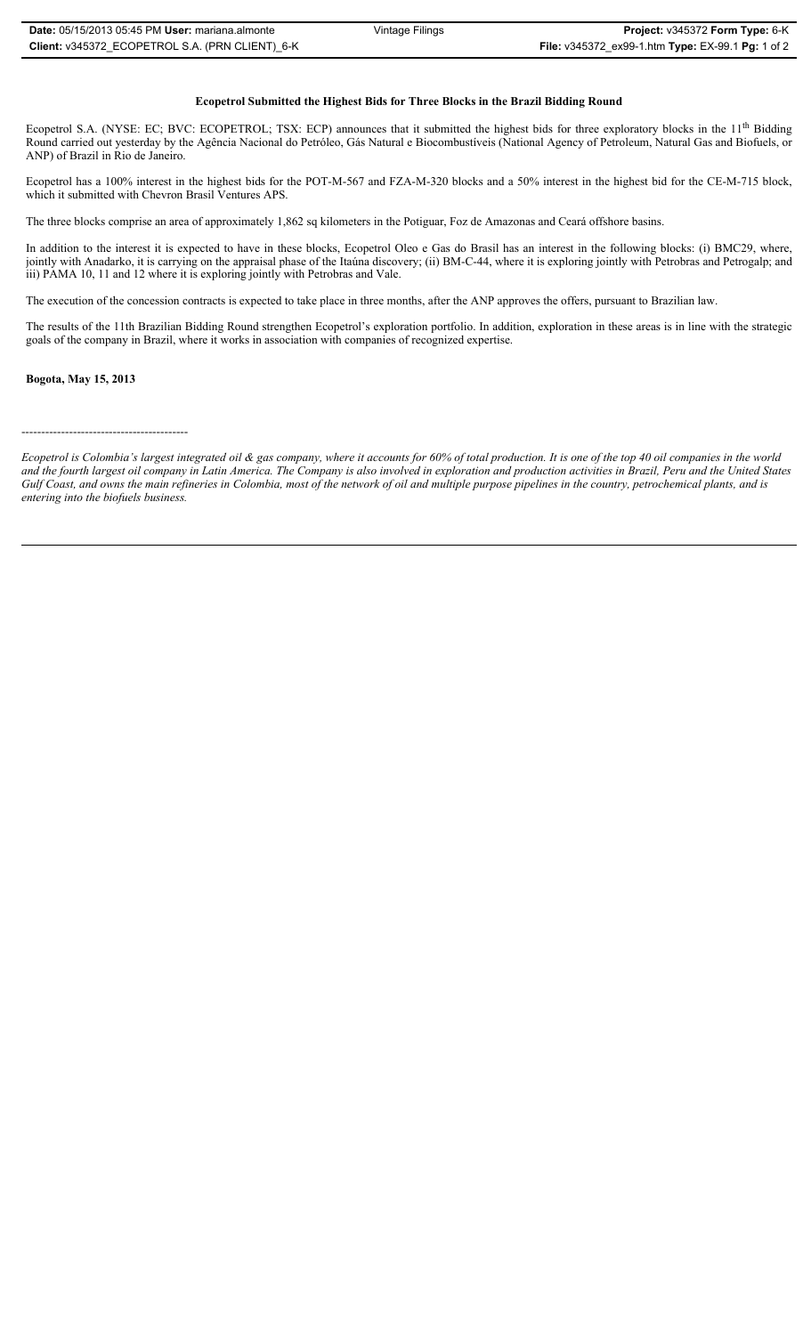**Ecopetrol Submitted the Highest Bids for Three Blocks in the Brazil Bidding Round**

Ecopetrol S.A. (NYSE: EC; BVC: ECOPETROL; TSX: ECP) announces that it submitted the highest bids for three exploratory blocks in the 11th Bidding Round carried out yesterday by the Agência Nacional do Petróleo, Gás Natural e Biocombustíveis (National Agency of Petroleum, Natural Gas and Biofuels, or ANP) of Brazil in Rio de Janeiro.

Ecopetrol has a 100% interest in the highest bids for the POT-M-567 and FZA-M-320 blocks and a 50% interest in the highest bid for the CE-M-715 block, which it submitted with Chevron Brasil Ventures APS.

The three blocks comprise an area of approximately 1,862 sq kilometers in the Potiguar, Foz de Amazonas and Ceará offshore basins.

In addition to the interest it is expected to have in these blocks, Ecopetrol Oleo e Gas do Brasil has an interest in the following blocks: (i) BMC29, where, jointly with Anadarko, it is carrying on the appraisal phase of the Itaúna discovery; (ii) BM-C-44, where it is exploring jointly with Petrobras and Petrogalp; and iii) PAMA 10, 11 and 12 where it is exploring jointly with Petrobras and Vale.

The execution of the concession contracts is expected to take place in three months, after the ANP approves the offers, pursuant to Brazilian law.

The results of the 11th Brazilian Bidding Round strengthen Ecopetrol's exploration portfolio. In addition, exploration in these areas is in line with the strategic goals of the company in Brazil, where it works in association with companies of recognized expertise.

**Bogota, May 15, 2013**

------------------------------------------

*Ecopetrol is Colombia's largest integrated oil & gas company, where it accounts for 60% of total production. It is one of the top 40 oil companies in the world and the fourth largest oil company in Latin America. The Company is also involved in exploration and production activities in Brazil, Peru and the United States Gulf Coast, and owns the main refineries in Colombia, most of the network of oil and multiple purpose pipelines in the country, petrochemical plants, and is entering into the biofuels business.*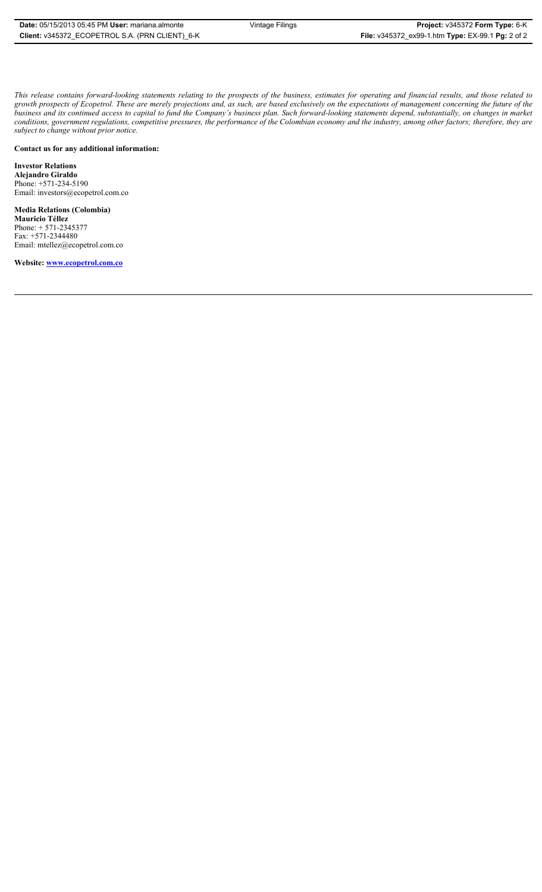*This release contains forward-looking statements relating to the prospects of the business, estimates for operating and financial results, and those related to growth prospects of Ecopetrol. These are merely projections and, as such, are based exclusively on the expectations of management concerning the future of the business and its continued access to capital to fund the Company's business plan. Such forward-looking statements depend, substantially, on changes in market conditions, government regulations, competitive pressures, the performance of the Colombian economy and the industry, among other factors; therefore, they are subject to change without prior notice.*

**Contact us for any additional information:**

**Investor Relations**
**Alejandro Giraldo**
Phone: +571-234-5190
Email: investors@ecopetrol.com.co

**Media Relations (Colombia)**
**Mauricio Téllez**
Phone: + 571-2345377
Fax: +571-2344480
Email: mtellez@ecopetrol.com.co

**Website: [www.ecopetrol.com.co](http://www.ecopetrol.com.co)**